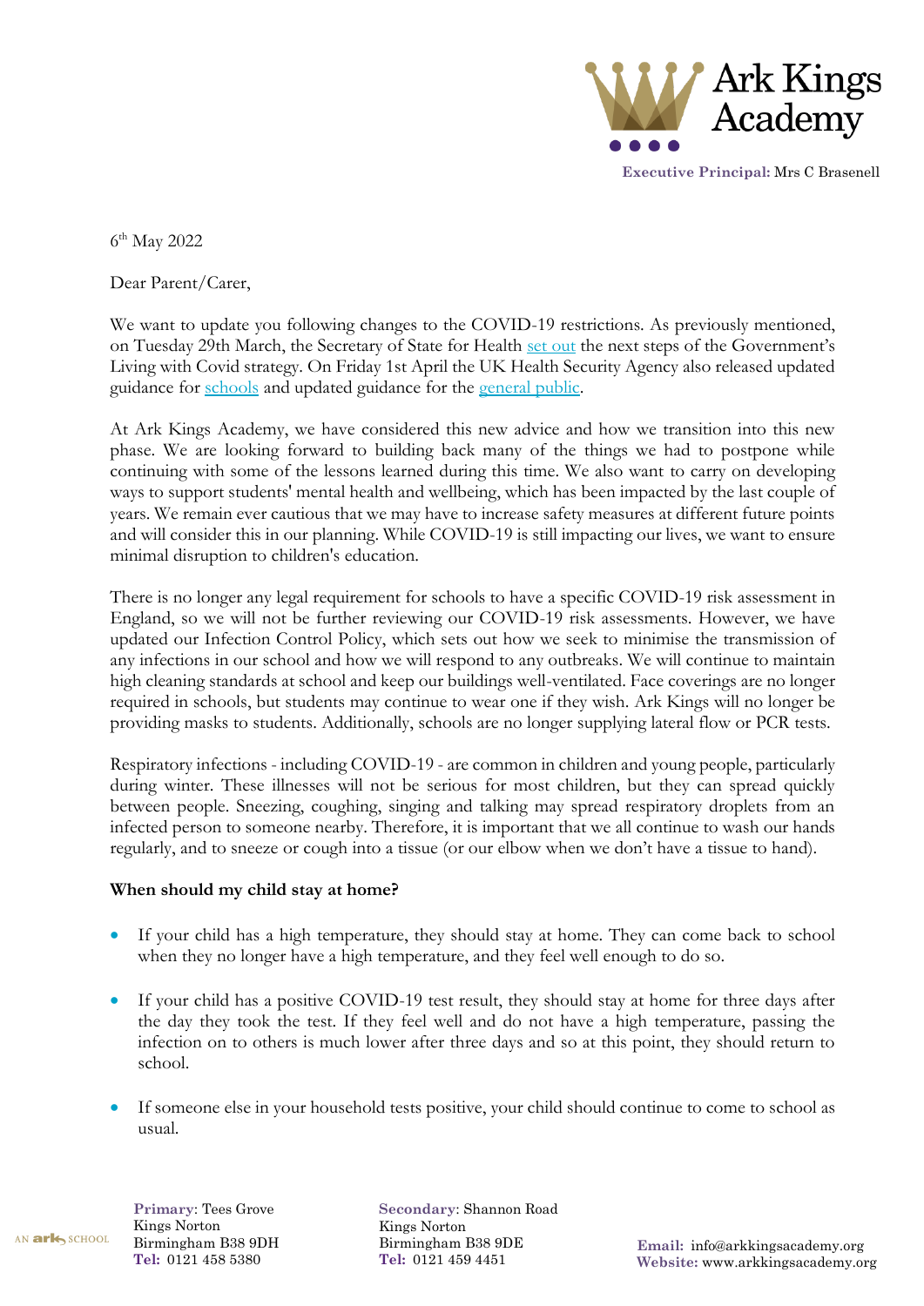Ark Kings Academy

**Executive Principal:** Mrs C Brasenell

6th May 2022

Dear Parent/Carer,

We want to update you following changes to the COVID-19 restrictions. As previously mentioned, on Tuesday 29th March, the Secretary of State for Health set out the next steps of the Government's Living with Covid strategy. On Friday 1st April the UK Health Security Agency also released updated guidance for schools and updated guidance for the general public.

At Ark Kings Academy, we have considered this new advice and how we transition into this new phase. We are looking forward to building back many of the things we had to postpone while continuing with some of the lessons learned during this time. We also want to carry on developing ways to support students' mental health and wellbeing, which has been impacted by the last couple of years. We remain ever cautious that we may have to increase safety measures at different future points and will consider this in our planning. While COVID-19 is still impacting our lives, we want to ensure minimal disruption to children's education.

There is no longer any legal requirement for schools to have a specific COVID-19 risk assessment in England, so we will not be further reviewing our COVID-19 risk assessments. However, we have updated our Infection Control Policy, which sets out how we seek to minimise the transmission of any infections in our school and how we will respond to any outbreaks. We will continue to maintain high cleaning standards at school and keep our buildings well-ventilated. Face coverings are no longer required in schools, but students may continue to wear one if they wish. Ark Kings will no longer be providing masks to students. Additionally, schools are no longer supplying lateral flow or PCR tests.

Respiratory infections - including COVID-19 - are common in children and young people, particularly during winter. These illnesses will not be serious for most children, but they can spread quickly between people. Sneezing, coughing, singing and talking may spread respiratory droplets from an infected person to someone nearby. Therefore, it is important that we all continue to wash our hands regularly, and to sneeze or cough into a tissue (or our elbow when we don't have a tissue to hand).

**When should my child stay at home?**

- If your child has a high temperature, they should stay at home. They can come back to school when they no longer have a high temperature, and they feel well enough to do so.

- If your child has a positive COVID-19 test result, they should stay at home for three days after the day they took the test. If they feel well and do not have a high temperature, passing the infection on to others is much lower after three days and so at this point, they should return to school.

- If someone else in your household tests positive, your child should continue to come to school as usual.

AN ark SCHOOL

**Primary**: Tees Grove
Kings Norton
Birmingham B38 9DH
**Tel:** 0121 458 5380

**Secondary**: Shannon Road
Kings Norton
Birmingham B38 9DE
**Tel:** 0121 459 4451

**Email:** info@arkkingsacademy.org
**Website:** www.arkkingsacademy.org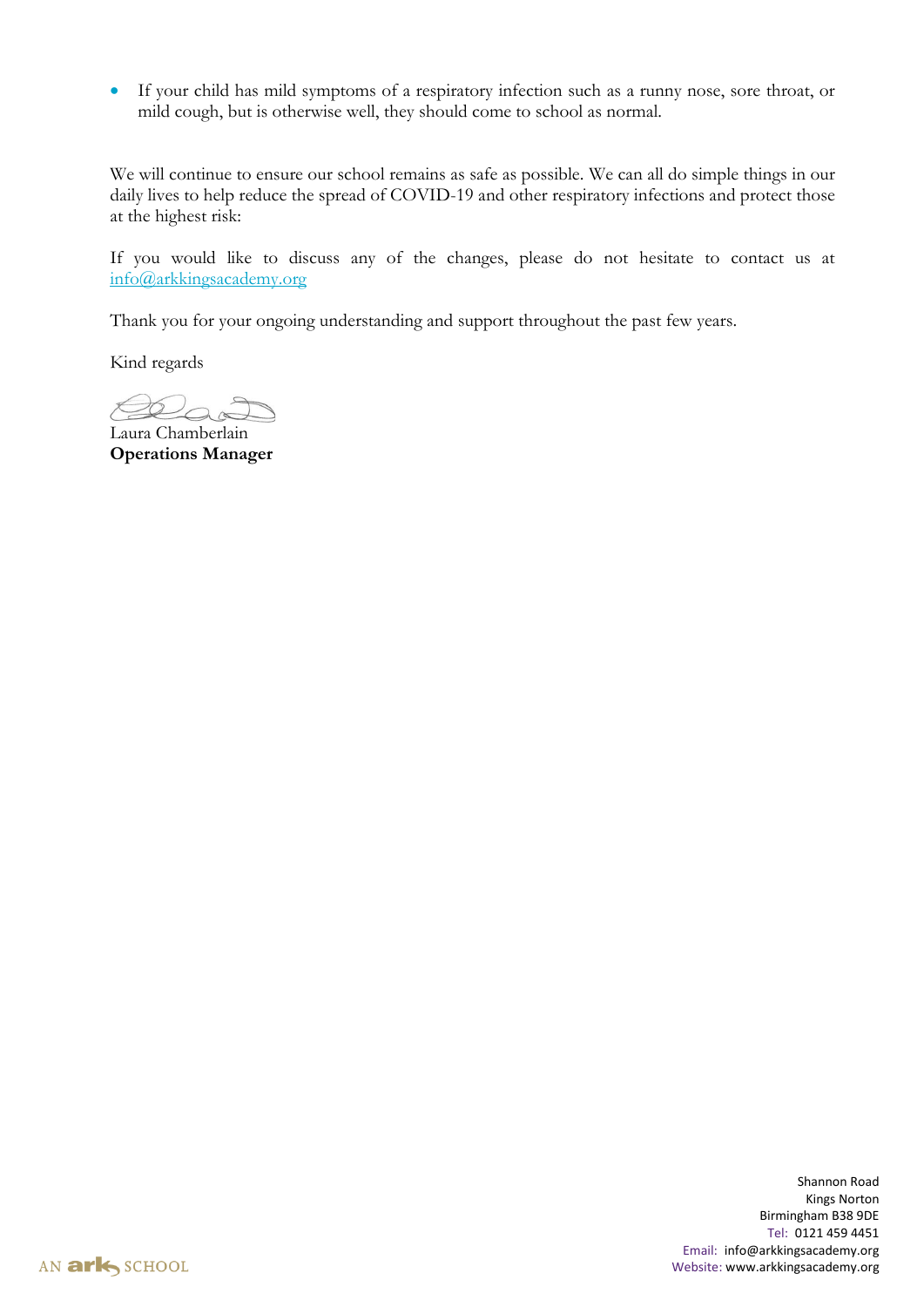- If your child has mild symptoms of a respiratory infection such as a runny nose, sore throat, or mild cough, but is otherwise well, they should come to school as normal.

We will continue to ensure our school remains as safe as possible. We can all do simple things in our daily lives to help reduce the spread of COVID-19 and other respiratory infections and protect those at the highest risk:

If you would like to discuss any of the changes, please do not hesitate to contact us at info@arkkingsacademy.org

Thank you for your ongoing understanding and support throughout the past few years.

Kind regards

Laura Chamberlain
**Operations Manager**

Shannon Road
Kings Norton
Birmingham B38 9DE
Tel: 0121 459 4451
Email: info@arkkingsacademy.org
Website: www.arkkingsacademy.org

AN ark SCHOOL